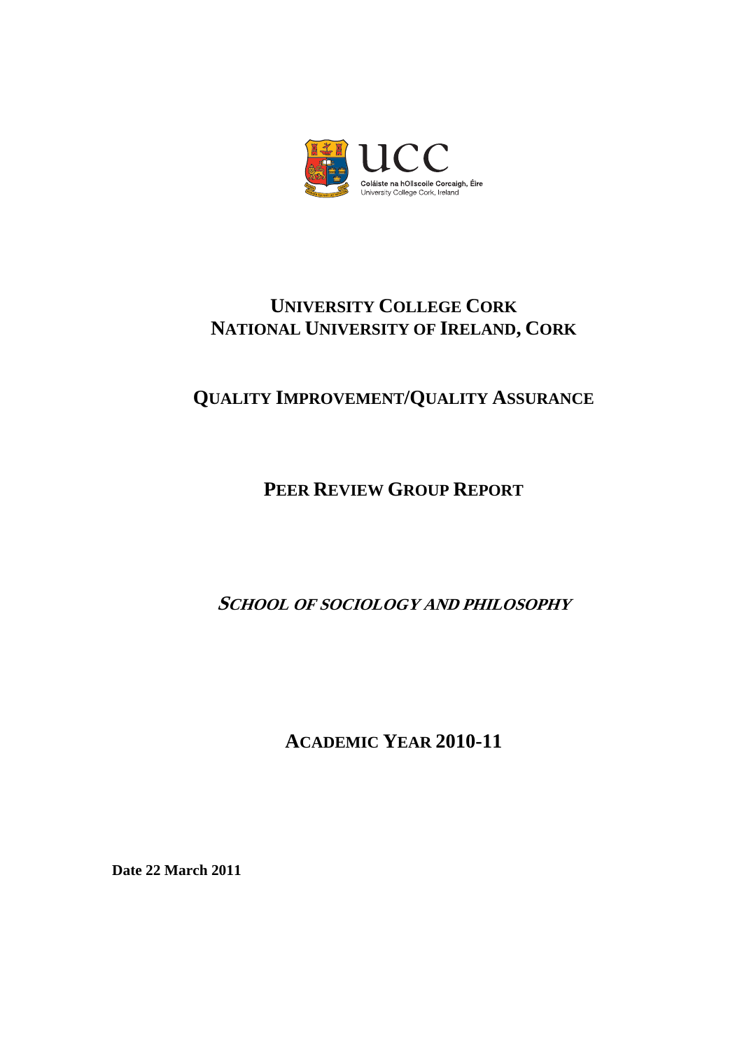UCC

Coláiste na hOllscoile Corcaigh, Éire
University College Cork, Ireland

# UNIVERSITY COLLEGE CORK
# NATIONAL UNIVERSITY OF IRELAND, CORK

## QUALITY IMPROVEMENT/QUALITY ASSURANCE

## PEER REVIEW GROUP REPORT

## *SCHOOL OF SOCIOLOGY AND PHILOSOPHY*

## ACADEMIC YEAR 2010-11

**Date 22 March 2011**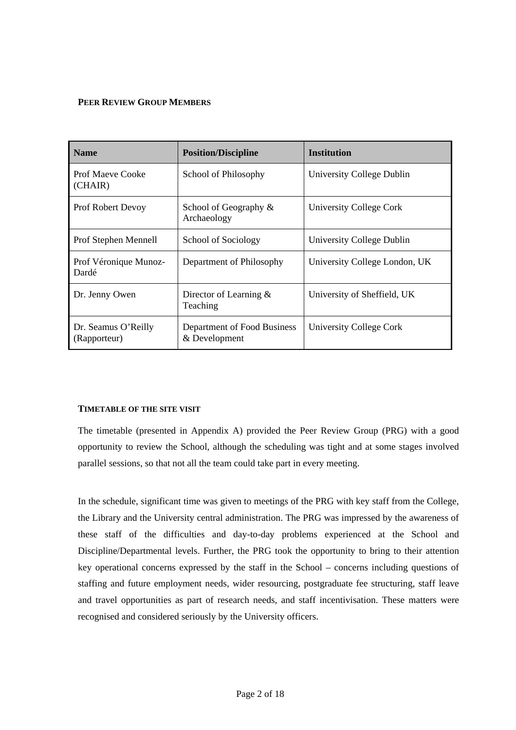## PEER REVIEW GROUP MEMBERS

| Name | Position/Discipline | Institution |
|---|---|---|
| Prof Maeve Cooke (CHAIR) | School of Philosophy | University College Dublin |
| Prof Robert Devoy | School of Geography & Archaeology | University College Cork |
| Prof Stephen Mennell | School of Sociology | University College Dublin |
| Prof Véronique Munoz-Dardé | Department of Philosophy | University College London, UK |
| Dr. Jenny Owen | Director of Learning & Teaching | University of Sheffield, UK |
| Dr. Seamus O'Reilly (Rapporteur) | Department of Food Business & Development | University College Cork |

## TIMETABLE OF THE SITE VISIT

The timetable (presented in Appendix A) provided the Peer Review Group (PRG) with a good opportunity to review the School, although the scheduling was tight and at some stages involved parallel sessions, so that not all the team could take part in every meeting.

In the schedule, significant time was given to meetings of the PRG with key staff from the College, the Library and the University central administration. The PRG was impressed by the awareness of these staff of the difficulties and day-to-day problems experienced at the School and Discipline/Departmental levels. Further, the PRG took the opportunity to bring to their attention key operational concerns expressed by the staff in the School – concerns including questions of staffing and future employment needs, wider resourcing, postgraduate fee structuring, staff leave and travel opportunities as part of research needs, and staff incentivisation. These matters were recognised and considered seriously by the University officers.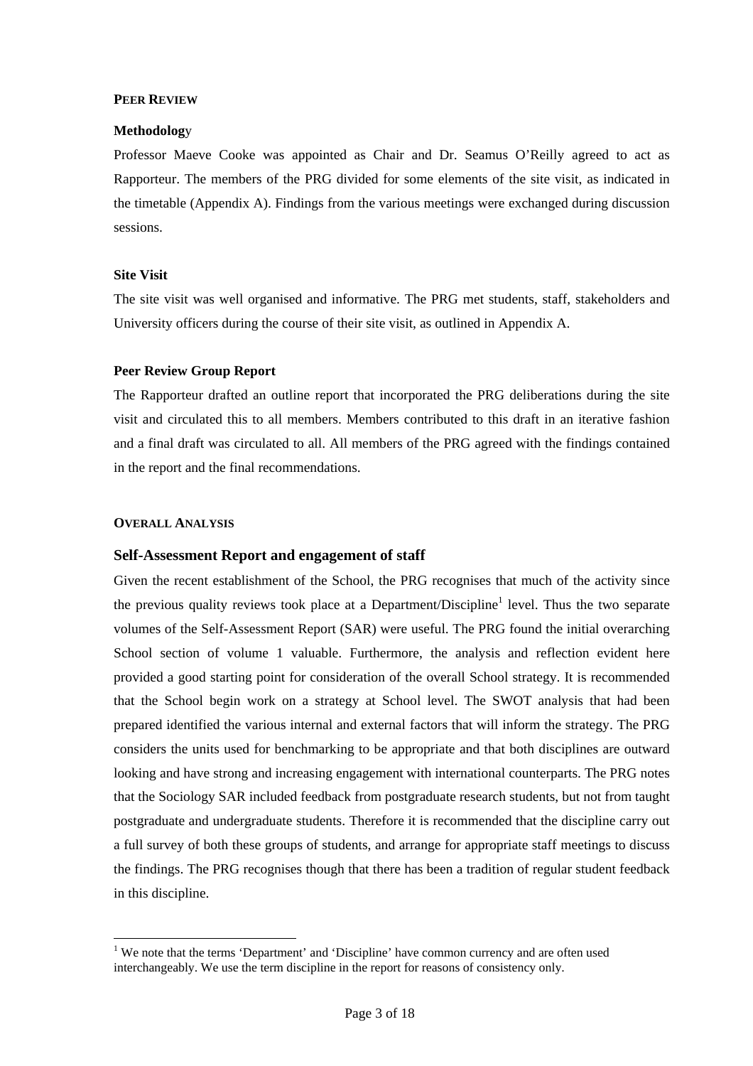## PEER REVIEW

### Methodology

Professor Maeve Cooke was appointed as Chair and Dr. Seamus O'Reilly agreed to act as Rapporteur. The members of the PRG divided for some elements of the site visit, as indicated in the timetable (Appendix A). Findings from the various meetings were exchanged during discussion sessions.

### Site Visit

The site visit was well organised and informative. The PRG met students, staff, stakeholders and University officers during the course of their site visit, as outlined in Appendix A.

### Peer Review Group Report

The Rapporteur drafted an outline report that incorporated the PRG deliberations during the site visit and circulated this to all members. Members contributed to this draft in an iterative fashion and a final draft was circulated to all. All members of the PRG agreed with the findings contained in the report and the final recommendations.

## OVERALL ANALYSIS

### Self-Assessment Report and engagement of staff

Given the recent establishment of the School, the PRG recognises that much of the activity since the previous quality reviews took place at a Department/Discipline[1] level. Thus the two separate volumes of the Self-Assessment Report (SAR) were useful. The PRG found the initial overarching School section of volume 1 valuable. Furthermore, the analysis and reflection evident here provided a good starting point for consideration of the overall School strategy. It is recommended that the School begin work on a strategy at School level. The SWOT analysis that had been prepared identified the various internal and external factors that will inform the strategy. The PRG considers the units used for benchmarking to be appropriate and that both disciplines are outward looking and have strong and increasing engagement with international counterparts. The PRG notes that the Sociology SAR included feedback from postgraduate research students, but not from taught postgraduate and undergraduate students. Therefore it is recommended that the discipline carry out a full survey of both these groups of students, and arrange for appropriate staff meetings to discuss the findings. The PRG recognises though that there has been a tradition of regular student feedback in this discipline.

---

[1] We note that the terms 'Department' and 'Discipline' have common currency and are often used interchangeably. We use the term discipline in the report for reasons of consistency only.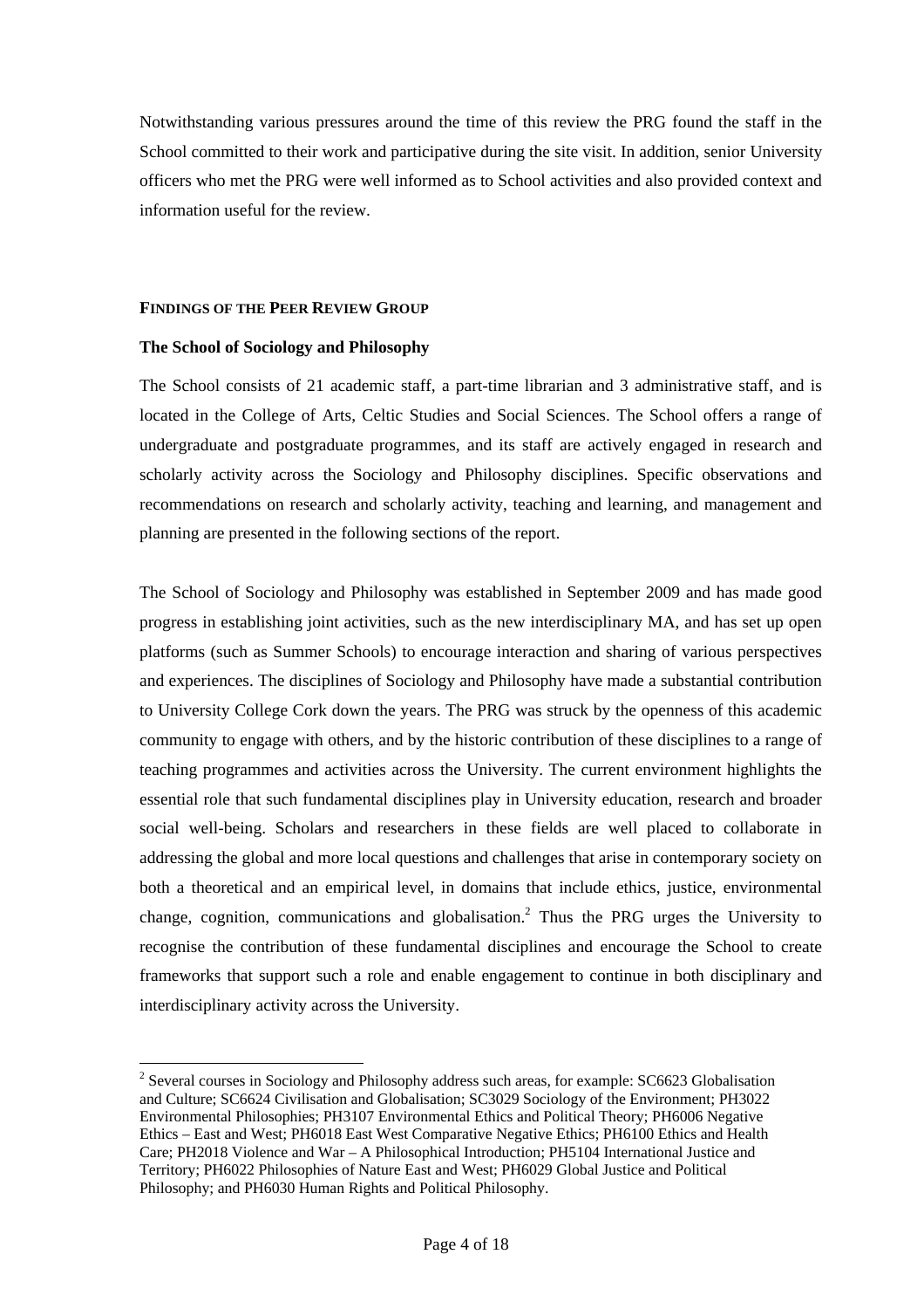Notwithstanding various pressures around the time of this review the PRG found the staff in the School committed to their work and participative during the site visit. In addition, senior University officers who met the PRG were well informed as to School activities and also provided context and information useful for the review.

## FINDINGS OF THE PEER REVIEW GROUP

### The School of Sociology and Philosophy

The School consists of 21 academic staff, a part-time librarian and 3 administrative staff, and is located in the College of Arts, Celtic Studies and Social Sciences. The School offers a range of undergraduate and postgraduate programmes, and its staff are actively engaged in research and scholarly activity across the Sociology and Philosophy disciplines. Specific observations and recommendations on research and scholarly activity, teaching and learning, and management and planning are presented in the following sections of the report.

The School of Sociology and Philosophy was established in September 2009 and has made good progress in establishing joint activities, such as the new interdisciplinary MA, and has set up open platforms (such as Summer Schools) to encourage interaction and sharing of various perspectives and experiences. The disciplines of Sociology and Philosophy have made a substantial contribution to University College Cork down the years. The PRG was struck by the openness of this academic community to engage with others, and by the historic contribution of these disciplines to a range of teaching programmes and activities across the University. The current environment highlights the essential role that such fundamental disciplines play in University education, research and broader social well-being. Scholars and researchers in these fields are well placed to collaborate in addressing the global and more local questions and challenges that arise in contemporary society on both a theoretical and an empirical level, in domains that include ethics, justice, environmental change, cognition, communications and globalisation.[2] Thus the PRG urges the University to recognise the contribution of these fundamental disciplines and encourage the School to create frameworks that support such a role and enable engagement to continue in both disciplinary and interdisciplinary activity across the University.

[2] Several courses in Sociology and Philosophy address such areas, for example: SC6623 Globalisation and Culture; SC6624 Civilisation and Globalisation; SC3029 Sociology of the Environment; PH3022 Environmental Philosophies; PH3107 Environmental Ethics and Political Theory; PH6006 Negative Ethics – East and West; PH6018 East West Comparative Negative Ethics; PH6100 Ethics and Health Care; PH2018 Violence and War – A Philosophical Introduction; PH5104 International Justice and Territory; PH6022 Philosophies of Nature East and West; PH6029 Global Justice and Political Philosophy; and PH6030 Human Rights and Political Philosophy.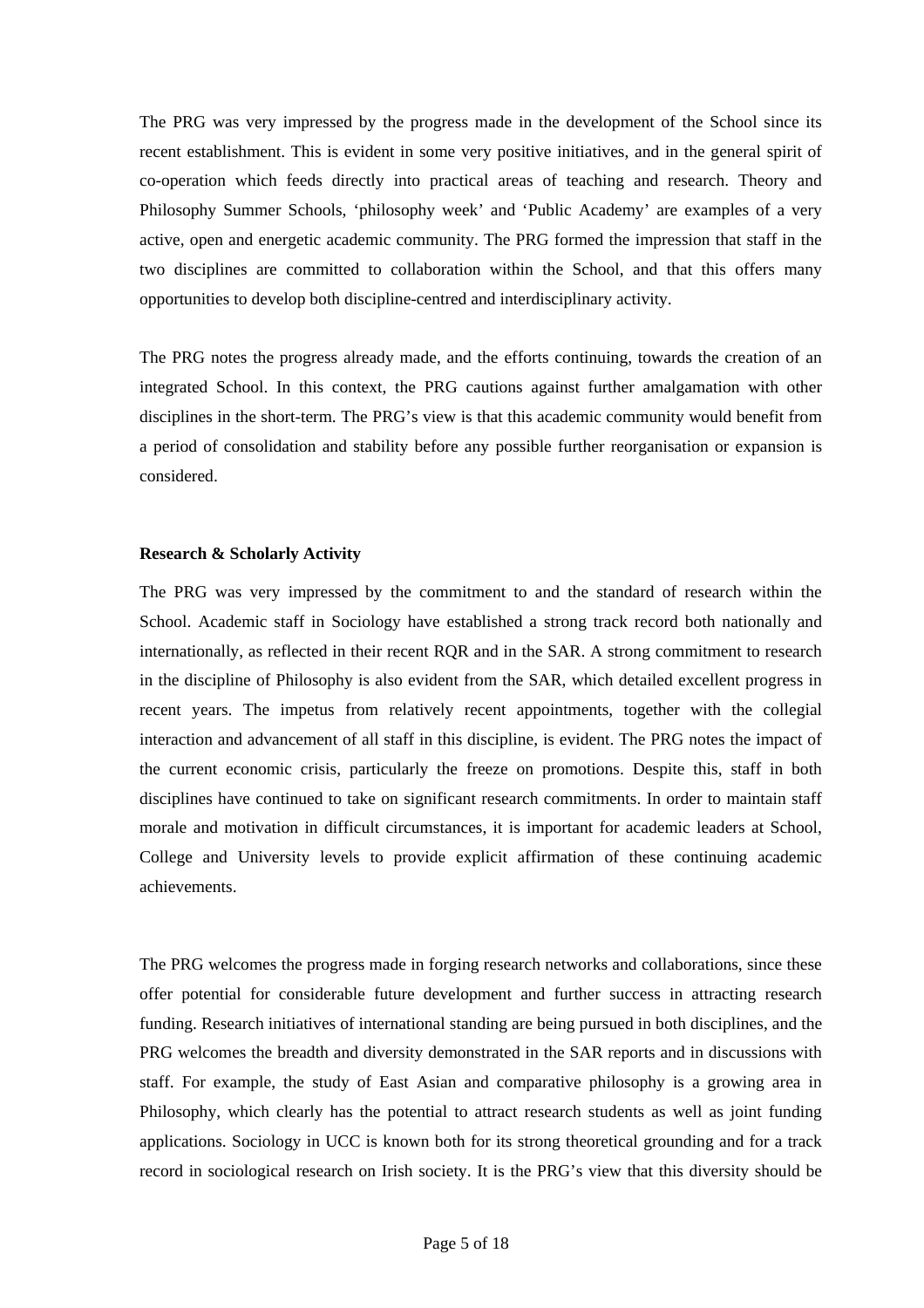The PRG was very impressed by the progress made in the development of the School since its recent establishment. This is evident in some very positive initiatives, and in the general spirit of co-operation which feeds directly into practical areas of teaching and research. Theory and Philosophy Summer Schools, 'philosophy week' and 'Public Academy' are examples of a very active, open and energetic academic community. The PRG formed the impression that staff in the two disciplines are committed to collaboration within the School, and that this offers many opportunities to develop both discipline-centred and interdisciplinary activity.

The PRG notes the progress already made, and the efforts continuing, towards the creation of an integrated School. In this context, the PRG cautions against further amalgamation with other disciplines in the short-term. The PRG's view is that this academic community would benefit from a period of consolidation and stability before any possible further reorganisation or expansion is considered.

**Research & Scholarly Activity**

The PRG was very impressed by the commitment to and the standard of research within the School. Academic staff in Sociology have established a strong track record both nationally and internationally, as reflected in their recent RQR and in the SAR. A strong commitment to research in the discipline of Philosophy is also evident from the SAR, which detailed excellent progress in recent years. The impetus from relatively recent appointments, together with the collegial interaction and advancement of all staff in this discipline, is evident. The PRG notes the impact of the current economic crisis, particularly the freeze on promotions. Despite this, staff in both disciplines have continued to take on significant research commitments. In order to maintain staff morale and motivation in difficult circumstances, it is important for academic leaders at School, College and University levels to provide explicit affirmation of these continuing academic achievements.

The PRG welcomes the progress made in forging research networks and collaborations, since these offer potential for considerable future development and further success in attracting research funding. Research initiatives of international standing are being pursued in both disciplines, and the PRG welcomes the breadth and diversity demonstrated in the SAR reports and in discussions with staff. For example, the study of East Asian and comparative philosophy is a growing area in Philosophy, which clearly has the potential to attract research students as well as joint funding applications. Sociology in UCC is known both for its strong theoretical grounding and for a track record in sociological research on Irish society. It is the PRG's view that this diversity should be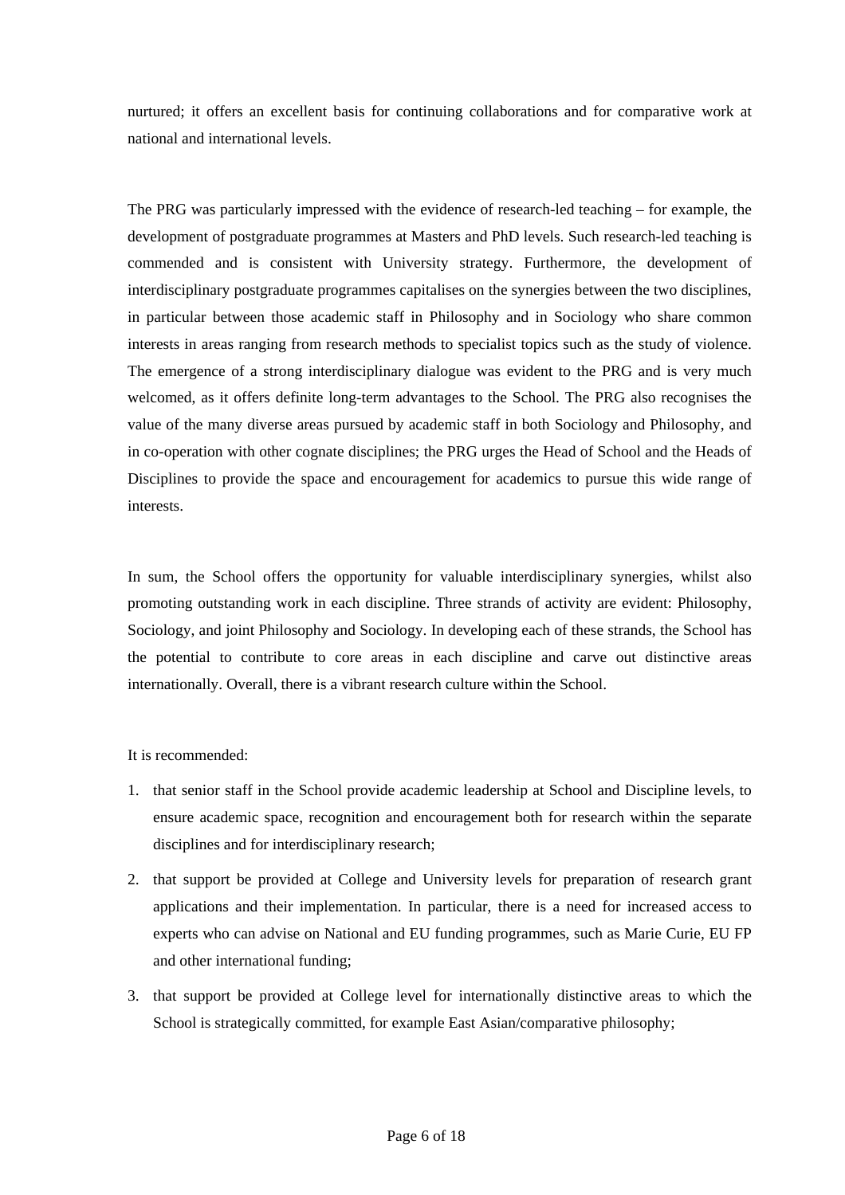nurtured; it offers an excellent basis for continuing collaborations and for comparative work at national and international levels.

The PRG was particularly impressed with the evidence of research-led teaching – for example, the development of postgraduate programmes at Masters and PhD levels. Such research-led teaching is commended and is consistent with University strategy. Furthermore, the development of interdisciplinary postgraduate programmes capitalises on the synergies between the two disciplines, in particular between those academic staff in Philosophy and in Sociology who share common interests in areas ranging from research methods to specialist topics such as the study of violence. The emergence of a strong interdisciplinary dialogue was evident to the PRG and is very much welcomed, as it offers definite long-term advantages to the School. The PRG also recognises the value of the many diverse areas pursued by academic staff in both Sociology and Philosophy, and in co-operation with other cognate disciplines; the PRG urges the Head of School and the Heads of Disciplines to provide the space and encouragement for academics to pursue this wide range of interests.

In sum, the School offers the opportunity for valuable interdisciplinary synergies, whilst also promoting outstanding work in each discipline. Three strands of activity are evident: Philosophy, Sociology, and joint Philosophy and Sociology. In developing each of these strands, the School has the potential to contribute to core areas in each discipline and carve out distinctive areas internationally. Overall, there is a vibrant research culture within the School.

It is recommended:

1. that senior staff in the School provide academic leadership at School and Discipline levels, to ensure academic space, recognition and encouragement both for research within the separate disciplines and for interdisciplinary research;
2. that support be provided at College and University levels for preparation of research grant applications and their implementation. In particular, there is a need for increased access to experts who can advise on National and EU funding programmes, such as Marie Curie, EU FP and other international funding;
3. that support be provided at College level for internationally distinctive areas to which the School is strategically committed, for example East Asian/comparative philosophy;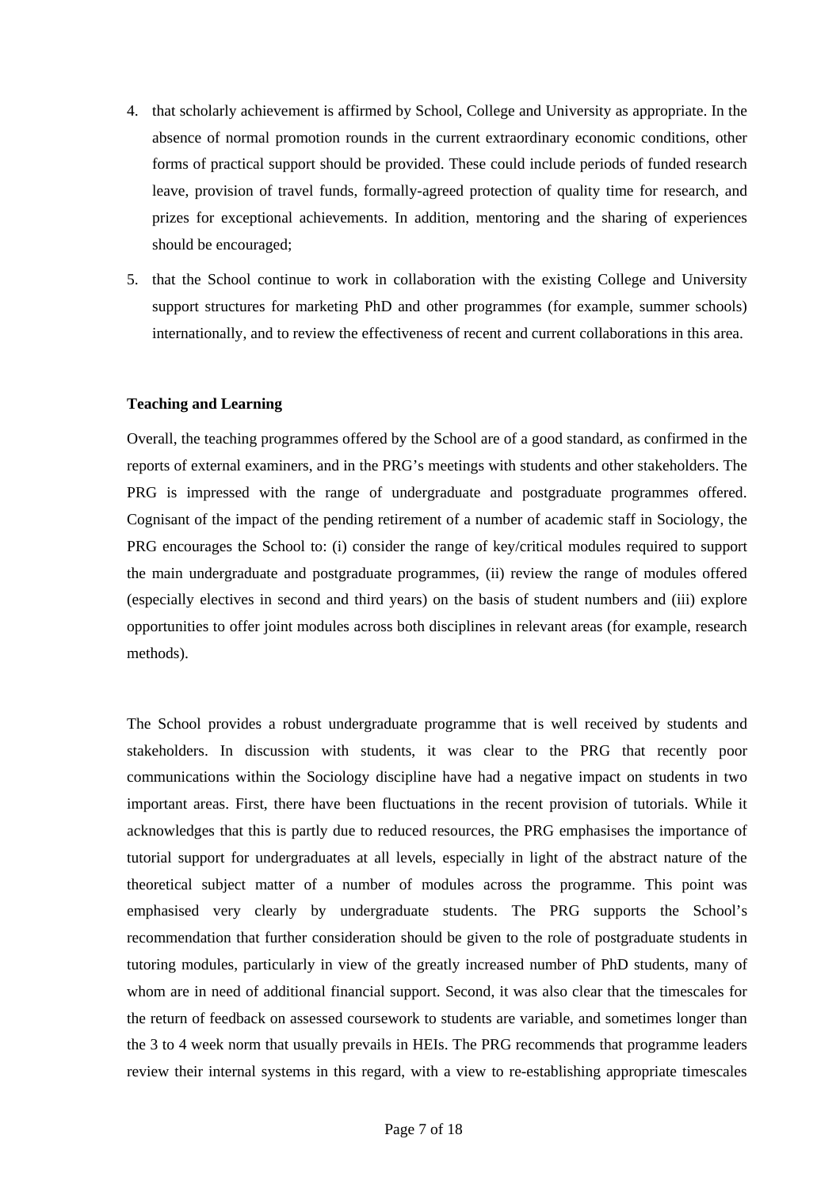4. that scholarly achievement is affirmed by School, College and University as appropriate. In the absence of normal promotion rounds in the current extraordinary economic conditions, other forms of practical support should be provided. These could include periods of funded research leave, provision of travel funds, formally-agreed protection of quality time for research, and prizes for exceptional achievements. In addition, mentoring and the sharing of experiences should be encouraged;
5. that the School continue to work in collaboration with the existing College and University support structures for marketing PhD and other programmes (for example, summer schools) internationally, and to review the effectiveness of recent and current collaborations in this area.

**Teaching and Learning**

Overall, the teaching programmes offered by the School are of a good standard, as confirmed in the reports of external examiners, and in the PRG's meetings with students and other stakeholders. The PRG is impressed with the range of undergraduate and postgraduate programmes offered. Cognisant of the impact of the pending retirement of a number of academic staff in Sociology, the PRG encourages the School to: (i) consider the range of key/critical modules required to support the main undergraduate and postgraduate programmes, (ii) review the range of modules offered (especially electives in second and third years) on the basis of student numbers and (iii) explore opportunities to offer joint modules across both disciplines in relevant areas (for example, research methods).

The School provides a robust undergraduate programme that is well received by students and stakeholders. In discussion with students, it was clear to the PRG that recently poor communications within the Sociology discipline have had a negative impact on students in two important areas. First, there have been fluctuations in the recent provision of tutorials. While it acknowledges that this is partly due to reduced resources, the PRG emphasises the importance of tutorial support for undergraduates at all levels, especially in light of the abstract nature of the theoretical subject matter of a number of modules across the programme. This point was emphasised very clearly by undergraduate students. The PRG supports the School's recommendation that further consideration should be given to the role of postgraduate students in tutoring modules, particularly in view of the greatly increased number of PhD students, many of whom are in need of additional financial support. Second, it was also clear that the timescales for the return of feedback on assessed coursework to students are variable, and sometimes longer than the 3 to 4 week norm that usually prevails in HEIs. The PRG recommends that programme leaders review their internal systems in this regard, with a view to re-establishing appropriate timescales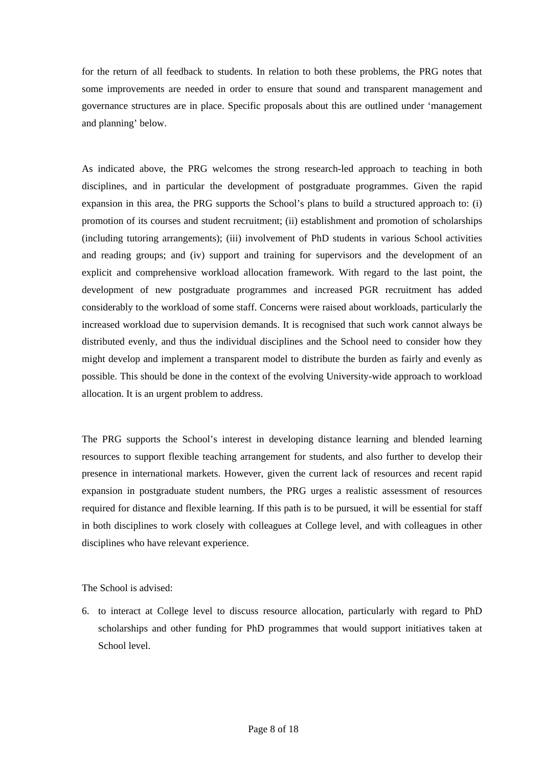for the return of all feedback to students. In relation to both these problems, the PRG notes that some improvements are needed in order to ensure that sound and transparent management and governance structures are in place. Specific proposals about this are outlined under 'management and planning' below.

As indicated above, the PRG welcomes the strong research-led approach to teaching in both disciplines, and in particular the development of postgraduate programmes. Given the rapid expansion in this area, the PRG supports the School's plans to build a structured approach to: (i) promotion of its courses and student recruitment; (ii) establishment and promotion of scholarships (including tutoring arrangements); (iii) involvement of PhD students in various School activities and reading groups; and (iv) support and training for supervisors and the development of an explicit and comprehensive workload allocation framework. With regard to the last point, the development of new postgraduate programmes and increased PGR recruitment has added considerably to the workload of some staff. Concerns were raised about workloads, particularly the increased workload due to supervision demands. It is recognised that such work cannot always be distributed evenly, and thus the individual disciplines and the School need to consider how they might develop and implement a transparent model to distribute the burden as fairly and evenly as possible. This should be done in the context of the evolving University-wide approach to workload allocation. It is an urgent problem to address.

The PRG supports the School's interest in developing distance learning and blended learning resources to support flexible teaching arrangement for students, and also further to develop their presence in international markets. However, given the current lack of resources and recent rapid expansion in postgraduate student numbers, the PRG urges a realistic assessment of resources required for distance and flexible learning. If this path is to be pursued, it will be essential for staff in both disciplines to work closely with colleagues at College level, and with colleagues in other disciplines who have relevant experience.

The School is advised:

6. to interact at College level to discuss resource allocation, particularly with regard to PhD scholarships and other funding for PhD programmes that would support initiatives taken at School level.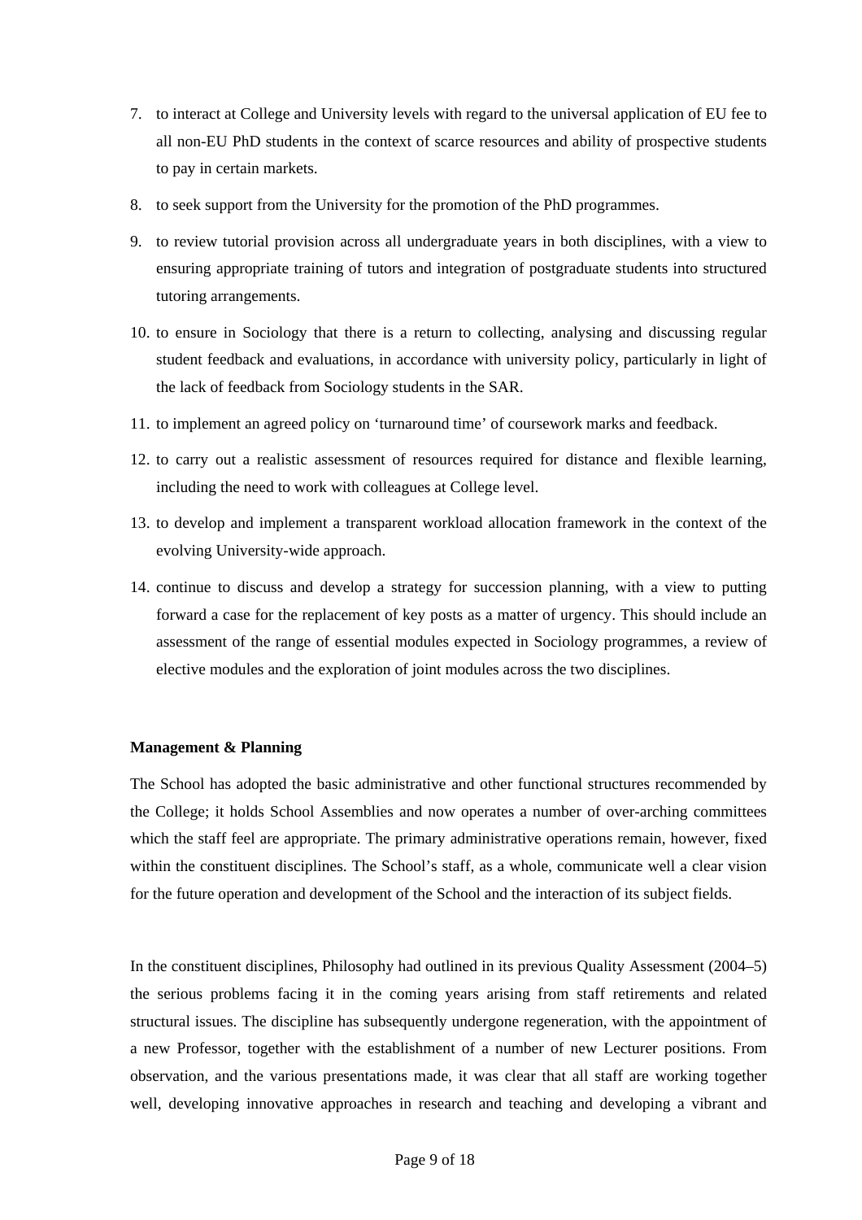7. to interact at College and University levels with regard to the universal application of EU fee to all non-EU PhD students in the context of scarce resources and ability of prospective students to pay in certain markets.
8. to seek support from the University for the promotion of the PhD programmes.
9. to review tutorial provision across all undergraduate years in both disciplines, with a view to ensuring appropriate training of tutors and integration of postgraduate students into structured tutoring arrangements.
10. to ensure in Sociology that there is a return to collecting, analysing and discussing regular student feedback and evaluations, in accordance with university policy, particularly in light of the lack of feedback from Sociology students in the SAR.
11. to implement an agreed policy on 'turnaround time' of coursework marks and feedback.
12. to carry out a realistic assessment of resources required for distance and flexible learning, including the need to work with colleagues at College level.
13. to develop and implement a transparent workload allocation framework in the context of the evolving University-wide approach.
14. continue to discuss and develop a strategy for succession planning, with a view to putting forward a case for the replacement of key posts as a matter of urgency. This should include an assessment of the range of essential modules expected in Sociology programmes, a review of elective modules and the exploration of joint modules across the two disciplines.

**Management & Planning**

The School has adopted the basic administrative and other functional structures recommended by the College; it holds School Assemblies and now operates a number of over-arching committees which the staff feel are appropriate. The primary administrative operations remain, however, fixed within the constituent disciplines. The School's staff, as a whole, communicate well a clear vision for the future operation and development of the School and the interaction of its subject fields.

In the constituent disciplines, Philosophy had outlined in its previous Quality Assessment (2004–5) the serious problems facing it in the coming years arising from staff retirements and related structural issues. The discipline has subsequently undergone regeneration, with the appointment of a new Professor, together with the establishment of a number of new Lecturer positions. From observation, and the various presentations made, it was clear that all staff are working together well, developing innovative approaches in research and teaching and developing a vibrant and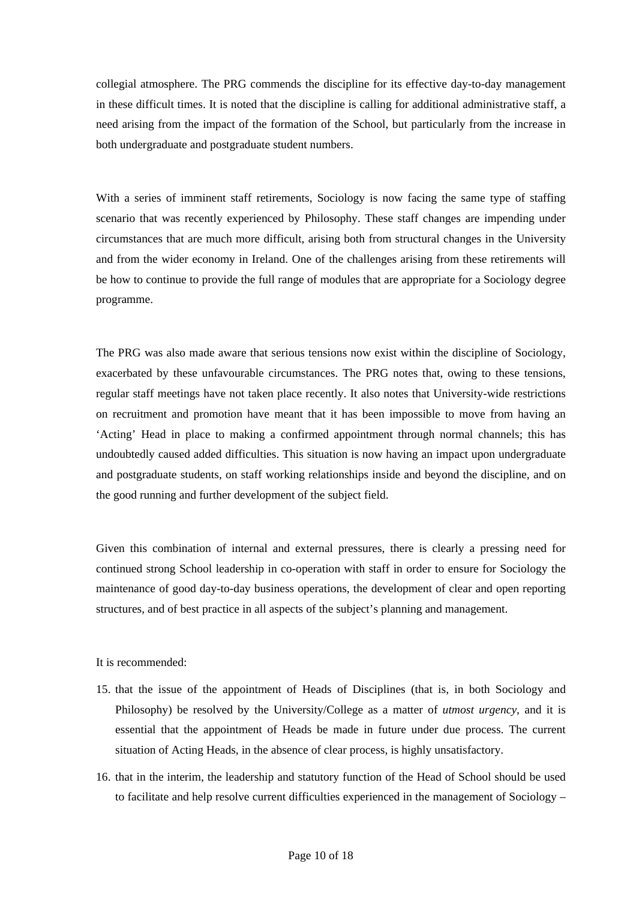collegial atmosphere. The PRG commends the discipline for its effective day-to-day management in these difficult times. It is noted that the discipline is calling for additional administrative staff, a need arising from the impact of the formation of the School, but particularly from the increase in both undergraduate and postgraduate student numbers.

With a series of imminent staff retirements, Sociology is now facing the same type of staffing scenario that was recently experienced by Philosophy. These staff changes are impending under circumstances that are much more difficult, arising both from structural changes in the University and from the wider economy in Ireland. One of the challenges arising from these retirements will be how to continue to provide the full range of modules that are appropriate for a Sociology degree programme.

The PRG was also made aware that serious tensions now exist within the discipline of Sociology, exacerbated by these unfavourable circumstances. The PRG notes that, owing to these tensions, regular staff meetings have not taken place recently. It also notes that University-wide restrictions on recruitment and promotion have meant that it has been impossible to move from having an 'Acting' Head in place to making a confirmed appointment through normal channels; this has undoubtedly caused added difficulties. This situation is now having an impact upon undergraduate and postgraduate students, on staff working relationships inside and beyond the discipline, and on the good running and further development of the subject field.

Given this combination of internal and external pressures, there is clearly a pressing need for continued strong School leadership in co-operation with staff in order to ensure for Sociology the maintenance of good day-to-day business operations, the development of clear and open reporting structures, and of best practice in all aspects of the subject's planning and management.

It is recommended:

15. that the issue of the appointment of Heads of Disciplines (that is, in both Sociology and Philosophy) be resolved by the University/College as a matter of *utmost urgency*, and it is essential that the appointment of Heads be made in future under due process. The current situation of Acting Heads, in the absence of clear process, is highly unsatisfactory.
16. that in the interim, the leadership and statutory function of the Head of School should be used to facilitate and help resolve current difficulties experienced in the management of Sociology –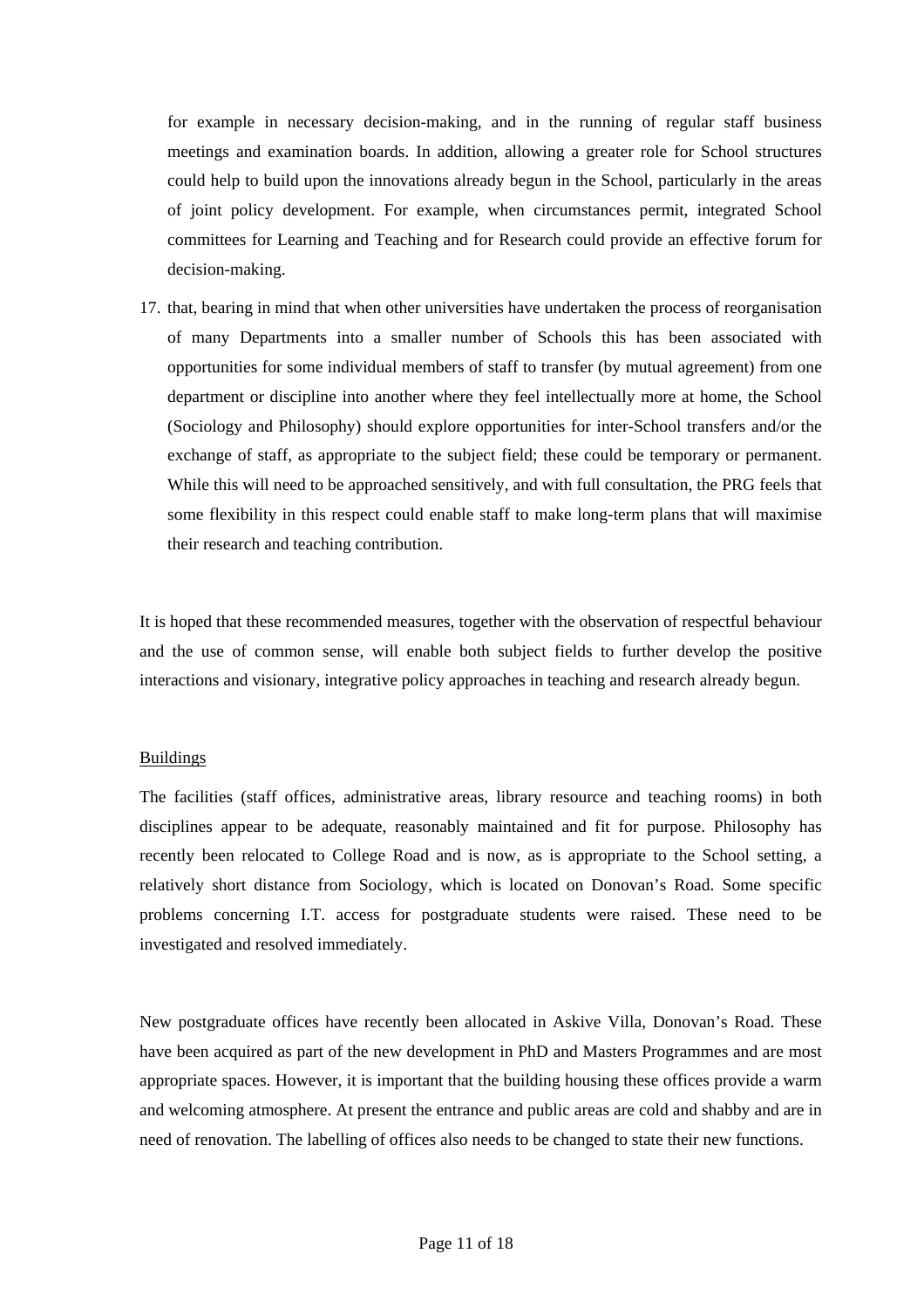for example in necessary decision-making, and in the running of regular staff business meetings and examination boards. In addition, allowing a greater role for School structures could help to build upon the innovations already begun in the School, particularly in the areas of joint policy development. For example, when circumstances permit, integrated School committees for Learning and Teaching and for Research could provide an effective forum for decision-making.

17. that, bearing in mind that when other universities have undertaken the process of reorganisation of many Departments into a smaller number of Schools this has been associated with opportunities for some individual members of staff to transfer (by mutual agreement) from one department or discipline into another where they feel intellectually more at home, the School (Sociology and Philosophy) should explore opportunities for inter-School transfers and/or the exchange of staff, as appropriate to the subject field; these could be temporary or permanent. While this will need to be approached sensitively, and with full consultation, the PRG feels that some flexibility in this respect could enable staff to make long-term plans that will maximise their research and teaching contribution.

It is hoped that these recommended measures, together with the observation of respectful behaviour and the use of common sense, will enable both subject fields to further develop the positive interactions and visionary, integrative policy approaches in teaching and research already begun.

## Buildings

The facilities (staff offices, administrative areas, library resource and teaching rooms) in both disciplines appear to be adequate, reasonably maintained and fit for purpose. Philosophy has recently been relocated to College Road and is now, as is appropriate to the School setting, a relatively short distance from Sociology, which is located on Donovan's Road. Some specific problems concerning I.T. access for postgraduate students were raised. These need to be investigated and resolved immediately.

New postgraduate offices have recently been allocated in Askive Villa, Donovan's Road. These have been acquired as part of the new development in PhD and Masters Programmes and are most appropriate spaces. However, it is important that the building housing these offices provide a warm and welcoming atmosphere. At present the entrance and public areas are cold and shabby and are in need of renovation. The labelling of offices also needs to be changed to state their new functions.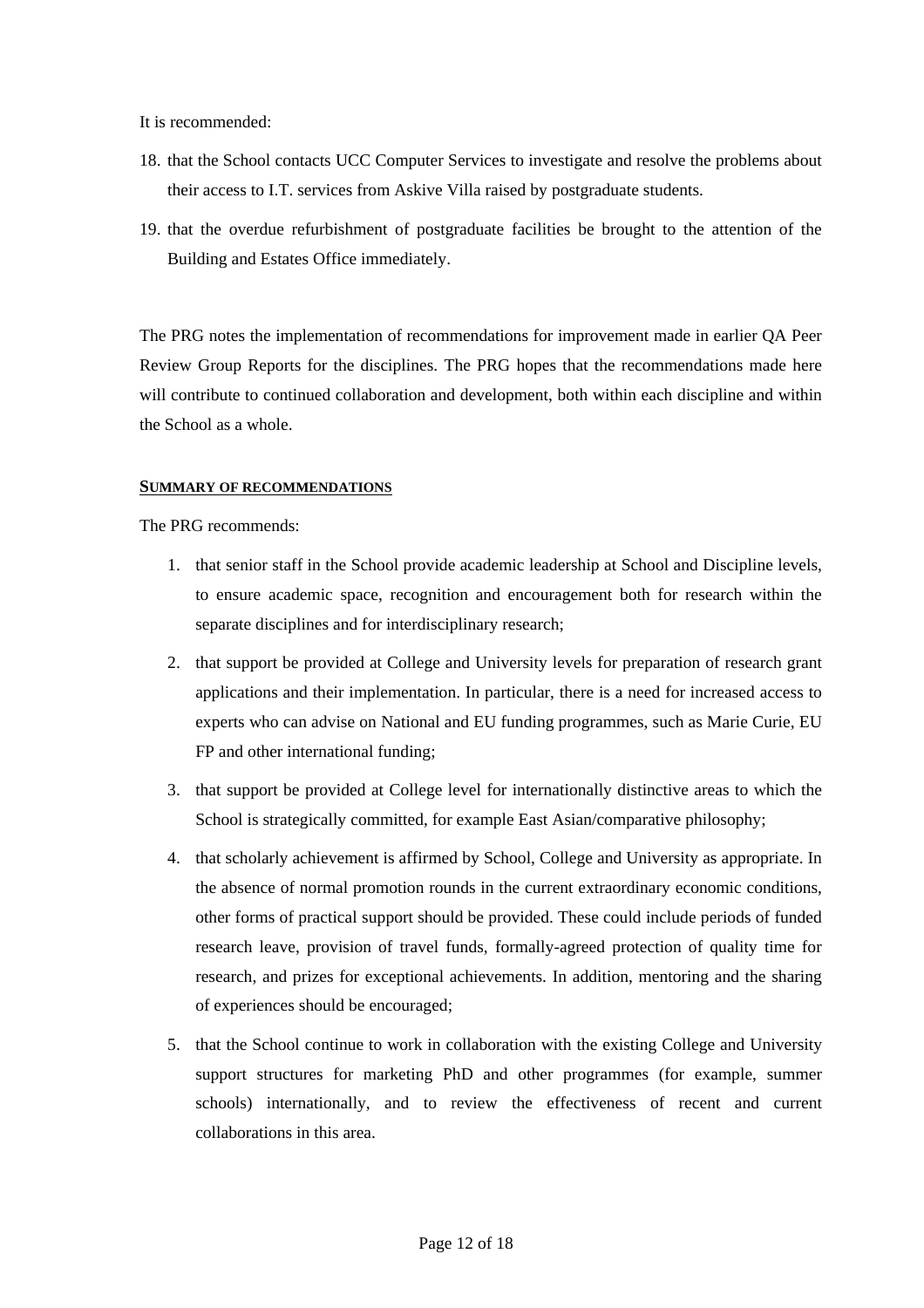It is recommended:

18. that the School contacts UCC Computer Services to investigate and resolve the problems about their access to I.T. services from Askive Villa raised by postgraduate students.
19. that the overdue refurbishment of postgraduate facilities be brought to the attention of the Building and Estates Office immediately.

The PRG notes the implementation of recommendations for improvement made in earlier QA Peer Review Group Reports for the disciplines. The PRG hopes that the recommendations made here will contribute to continued collaboration and development, both within each discipline and within the School as a whole.

## SUMMARY OF RECOMMENDATIONS

The PRG recommends:

1. that senior staff in the School provide academic leadership at School and Discipline levels, to ensure academic space, recognition and encouragement both for research within the separate disciplines and for interdisciplinary research;
2. that support be provided at College and University levels for preparation of research grant applications and their implementation. In particular, there is a need for increased access to experts who can advise on National and EU funding programmes, such as Marie Curie, EU FP and other international funding;
3. that support be provided at College level for internationally distinctive areas to which the School is strategically committed, for example East Asian/comparative philosophy;
4. that scholarly achievement is affirmed by School, College and University as appropriate. In the absence of normal promotion rounds in the current extraordinary economic conditions, other forms of practical support should be provided. These could include periods of funded research leave, provision of travel funds, formally-agreed protection of quality time for research, and prizes for exceptional achievements. In addition, mentoring and the sharing of experiences should be encouraged;
5. that the School continue to work in collaboration with the existing College and University support structures for marketing PhD and other programmes (for example, summer schools) internationally, and to review the effectiveness of recent and current collaborations in this area.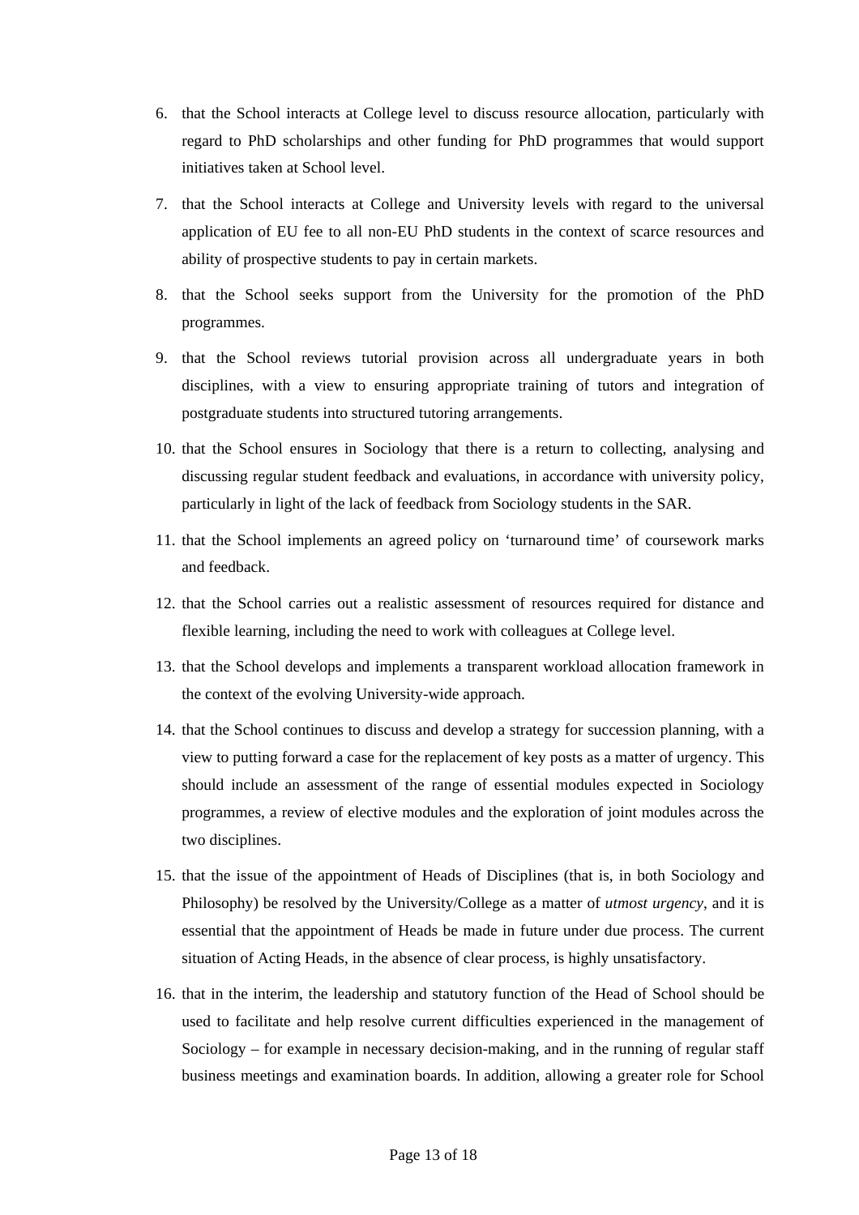6. that the School interacts at College level to discuss resource allocation, particularly with regard to PhD scholarships and other funding for PhD programmes that would support initiatives taken at School level.

7. that the School interacts at College and University levels with regard to the universal application of EU fee to all non-EU PhD students in the context of scarce resources and ability of prospective students to pay in certain markets.

8. that the School seeks support from the University for the promotion of the PhD programmes.

9. that the School reviews tutorial provision across all undergraduate years in both disciplines, with a view to ensuring appropriate training of tutors and integration of postgraduate students into structured tutoring arrangements.

10. that the School ensures in Sociology that there is a return to collecting, analysing and discussing regular student feedback and evaluations, in accordance with university policy, particularly in light of the lack of feedback from Sociology students in the SAR.

11. that the School implements an agreed policy on 'turnaround time' of coursework marks and feedback.

12. that the School carries out a realistic assessment of resources required for distance and flexible learning, including the need to work with colleagues at College level.

13. that the School develops and implements a transparent workload allocation framework in the context of the evolving University-wide approach.

14. that the School continues to discuss and develop a strategy for succession planning, with a view to putting forward a case for the replacement of key posts as a matter of urgency. This should include an assessment of the range of essential modules expected in Sociology programmes, a review of elective modules and the exploration of joint modules across the two disciplines.

15. that the issue of the appointment of Heads of Disciplines (that is, in both Sociology and Philosophy) be resolved by the University/College as a matter of *utmost urgency*, and it is essential that the appointment of Heads be made in future under due process. The current situation of Acting Heads, in the absence of clear process, is highly unsatisfactory.

16. that in the interim, the leadership and statutory function of the Head of School should be used to facilitate and help resolve current difficulties experienced in the management of Sociology – for example in necessary decision-making, and in the running of regular staff business meetings and examination boards. In addition, allowing a greater role for School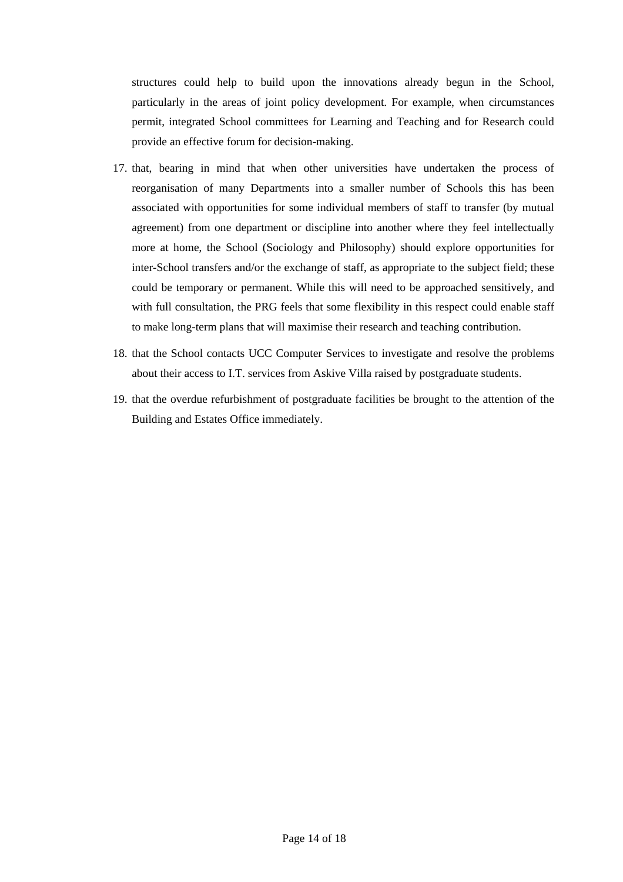structures could help to build upon the innovations already begun in the School, particularly in the areas of joint policy development. For example, when circumstances permit, integrated School committees for Learning and Teaching and for Research could provide an effective forum for decision-making.

17. that, bearing in mind that when other universities have undertaken the process of reorganisation of many Departments into a smaller number of Schools this has been associated with opportunities for some individual members of staff to transfer (by mutual agreement) from one department or discipline into another where they feel intellectually more at home, the School (Sociology and Philosophy) should explore opportunities for inter-School transfers and/or the exchange of staff, as appropriate to the subject field; these could be temporary or permanent. While this will need to be approached sensitively, and with full consultation, the PRG feels that some flexibility in this respect could enable staff to make long-term plans that will maximise their research and teaching contribution.

18. that the School contacts UCC Computer Services to investigate and resolve the problems about their access to I.T. services from Askive Villa raised by postgraduate students.

19. that the overdue refurbishment of postgraduate facilities be brought to the attention of the Building and Estates Office immediately.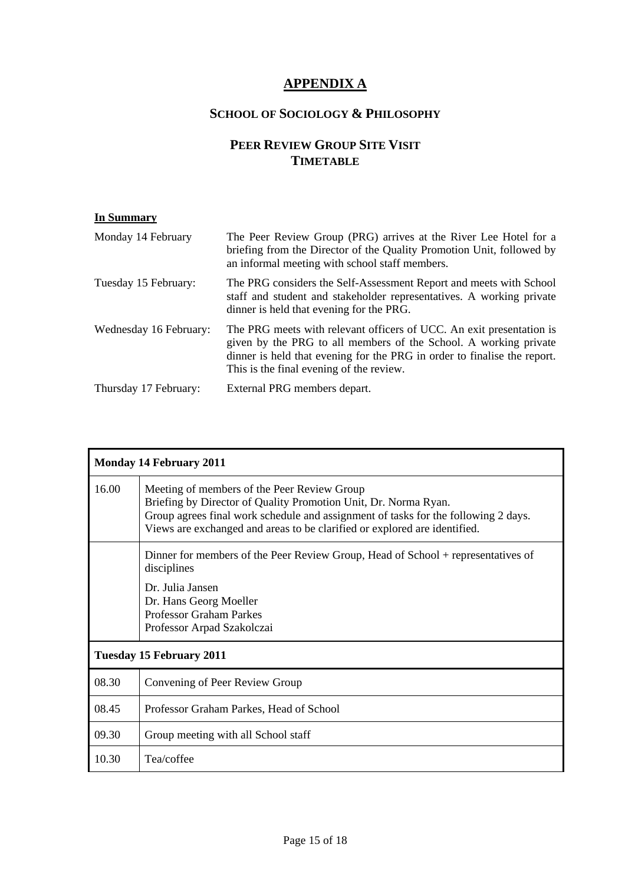# APPENDIX A

## SCHOOL OF SOCIOLOGY & PHILOSOPHY

## PEER REVIEW GROUP SITE VISIT TIMETABLE

**In Summary**

| | |
|---|---|
| Monday 14 February | The Peer Review Group (PRG) arrives at the River Lee Hotel for a briefing from the Director of the Quality Promotion Unit, followed by an informal meeting with school staff members. |
| Tuesday 15 February: | The PRG considers the Self-Assessment Report and meets with School staff and student and stakeholder representatives. A working private dinner is held that evening for the PRG. |
| Wednesday 16 February: | The PRG meets with relevant officers of UCC. An exit presentation is given by the PRG to all members of the School. A working private dinner is held that evening for the PRG in order to finalise the report. This is the final evening of the review. |
| Thursday 17 February: | External PRG members depart. |

| **Monday 14 February 2011** | |
|---|---|
| 16.00 | Meeting of members of the Peer Review Group<br>Briefing by Director of Quality Promotion Unit, Dr. Norma Ryan.<br>Group agrees final work schedule and assignment of tasks for the following 2 days.<br>Views are exchanged and areas to be clarified or explored are identified. |
| | Dinner for members of the Peer Review Group, Head of School + representatives of disciplines<br>Dr. Julia Jansen<br>Dr. Hans Georg Moeller<br>Professor Graham Parkes<br>Professor Arpad Szakolczai |
| **Tuesday 15 February 2011** | |
| 08.30 | Convening of Peer Review Group |
| 08.45 | Professor Graham Parkes, Head of School |
| 09.30 | Group meeting with all School staff |
| 10.30 | Tea/coffee |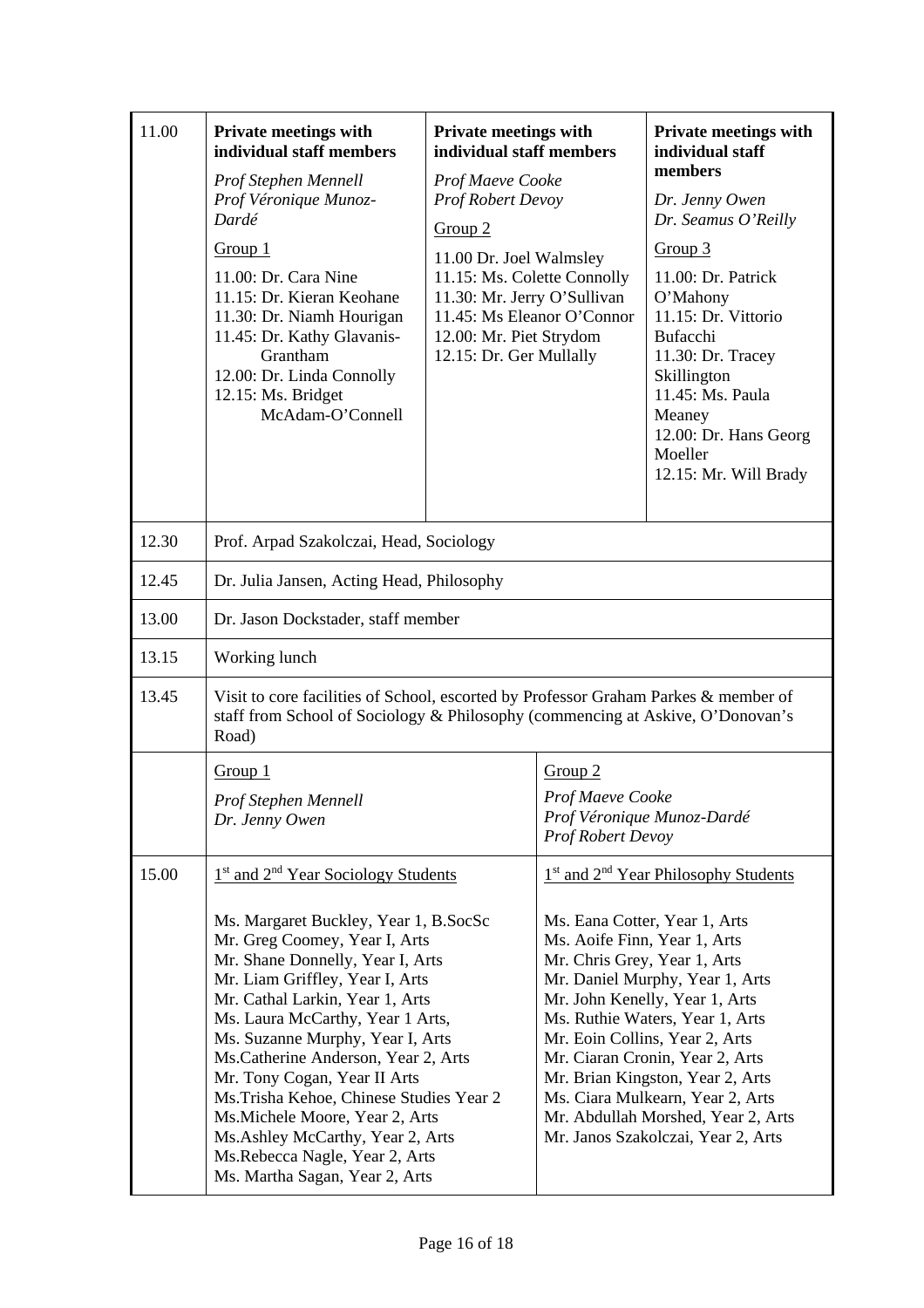| | | | |
|---|---|---|---|
| 11.00 | **Private meetings with individual staff members**<br>*Prof Stephen Mennell*<br>*Prof Véronique Munoz-Dardé*<br>Group 1<br>11.00: Dr. Cara Nine<br>11.15: Dr. Kieran Keohane<br>11.30: Dr. Niamh Hourigan<br>11.45: Dr. Kathy Glavanis-Grantham<br>12.00: Dr. Linda Connolly<br>12.15: Ms. Bridget McAdam-O'Connell | **Private meetings with individual staff members**<br>*Prof Maeve Cooke*<br>*Prof Robert Devoy*<br>Group 2<br>11.00 Dr. Joel Walmsley<br>11.15: Ms. Colette Connolly<br>11.30: Mr. Jerry O'Sullivan<br>11.45: Ms Eleanor O'Connor<br>12.00: Mr. Piet Strydom<br>12.15: Dr. Ger Mullally | **Private meetings with individual staff members**<br>*Dr. Jenny Owen*<br>*Dr. Seamus O'Reilly*<br>Group 3<br>11.00: Dr. Patrick O'Mahony<br>11.15: Dr. Vittorio Bufacchi<br>11.30: Dr. Tracey Skillington<br>11.45: Ms. Paula Meaney<br>12.00: Dr. Hans Georg Moeller<br>12.15: Mr. Will Brady |
| 12.30 | Prof. Arpad Szakolczai, Head, Sociology | | |
| 12.45 | Dr. Julia Jansen, Acting Head, Philosophy | | |
| 13.00 | Dr. Jason Dockstader, staff member | | |
| 13.15 | Working lunch | | |
| 13.45 | Visit to core facilities of School, escorted by Professor Graham Parkes & member of staff from School of Sociology & Philosophy (commencing at Askive, O'Donovan's Road) | | |
| | Group 1<br>*Prof Stephen Mennell*<br>*Dr. Jenny Owen* | Group 2<br>*Prof Maeve Cooke*<br>*Prof Véronique Munoz-Dardé*<br>*Prof Robert Devoy* | |
| 15.00 | 1st and 2nd Year Sociology Students<br>Ms. Margaret Buckley, Year 1, B.SocSc<br>Mr. Greg Coomey, Year I, Arts<br>Mr. Shane Donnelly, Year I, Arts<br>Mr. Liam Griffley, Year I, Arts<br>Mr. Cathal Larkin, Year 1, Arts<br>Ms. Laura McCarthy, Year 1 Arts,<br>Ms. Suzanne Murphy, Year I, Arts<br>Ms.Catherine Anderson, Year 2, Arts<br>Mr. Tony Cogan, Year II Arts<br>Ms.Trisha Kehoe, Chinese Studies Year 2<br>Ms.Michele Moore, Year 2, Arts<br>Ms.Ashley McCarthy, Year 2, Arts<br>Ms.Rebecca Nagle, Year 2, Arts<br>Ms. Martha Sagan, Year 2, Arts | 1st and 2nd Year Philosophy Students<br>Ms. Eana Cotter, Year 1, Arts<br>Ms. Aoife Finn, Year 1, Arts<br>Mr. Chris Grey, Year 1, Arts<br>Mr. Daniel Murphy, Year 1, Arts<br>Mr. John Kenelly, Year 1, Arts<br>Ms. Ruthie Waters, Year 1, Arts<br>Mr. Eoin Collins, Year 2, Arts<br>Mr. Ciaran Cronin, Year 2, Arts<br>Mr. Brian Kingston, Year 2, Arts<br>Ms. Ciara Mulkearn, Year 2, Arts<br>Mr. Abdullah Morshed, Year 2, Arts<br>Mr. Janos Szakolczai, Year 2, Arts | |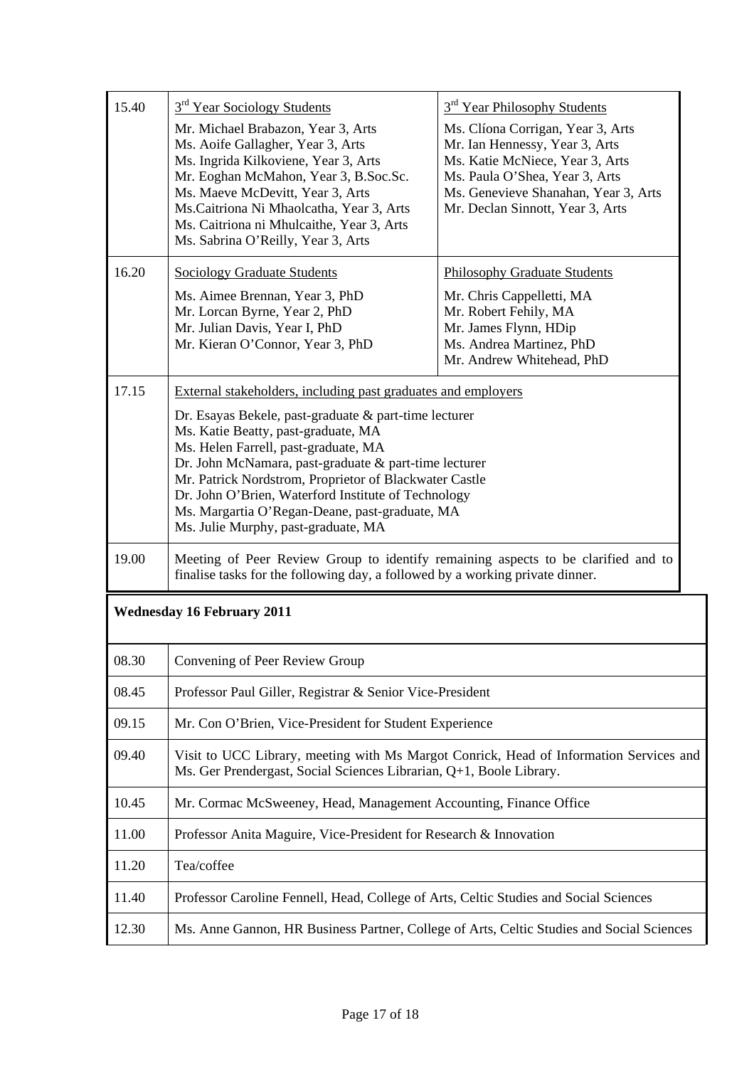| | | |
|---|---|---|
| 15.40 | 3rd Year Sociology Students<br><br>Mr. Michael Brabazon, Year 3, Arts<br>Ms. Aoife Gallagher, Year 3, Arts<br>Ms. Ingrida Kilkoviene, Year 3, Arts<br>Mr. Eoghan McMahon, Year 3, B.Soc.Sc.<br>Ms. Maeve McDevitt, Year 3, Arts<br>Ms.Caitriona Ni Mhaolcatha, Year 3, Arts<br>Ms. Caitriona ni Mhulcaithe, Year 3, Arts<br>Ms. Sabrina O'Reilly, Year 3, Arts | 3rd Year Philosophy Students<br><br>Ms. Clíona Corrigan, Year 3, Arts<br>Mr. Ian Hennessy, Year 3, Arts<br>Ms. Katie McNiece, Year 3, Arts<br>Ms. Paula O'Shea, Year 3, Arts<br>Ms. Genevieve Shanahan, Year 3, Arts<br>Mr. Declan Sinnott, Year 3, Arts |
| 16.20 | Sociology Graduate Students<br><br>Ms. Aimee Brennan, Year 3, PhD<br>Mr. Lorcan Byrne, Year 2, PhD<br>Mr. Julian Davis, Year I, PhD<br>Mr. Kieran O'Connor, Year 3, PhD | Philosophy Graduate Students<br><br>Mr. Chris Cappelletti, MA<br>Mr. Robert Fehily, MA<br>Mr. James Flynn, HDip<br>Ms. Andrea Martinez, PhD<br>Mr. Andrew Whitehead, PhD |
| 17.15 | External stakeholders, including past graduates and employers<br><br>Dr. Esayas Bekele, past-graduate & part-time lecturer<br>Ms. Katie Beatty, past-graduate, MA<br>Ms. Helen Farrell, past-graduate, MA<br>Dr. John McNamara, past-graduate & part-time lecturer<br>Mr. Patrick Nordstrom, Proprietor of Blackwater Castle<br>Dr. John O'Brien, Waterford Institute of Technology<br>Ms. Margartia O'Regan-Deane, past-graduate, MA<br>Ms. Julie Murphy, past-graduate, MA | |
| 19.00 | Meeting of Peer Review Group to identify remaining aspects to be clarified and to finalise tasks for the following day, a followed by a working private dinner. | |

**Wednesday 16 February 2011**

| | |
|---|---|
| 08.30 | Convening of Peer Review Group |
| 08.45 | Professor Paul Giller, Registrar & Senior Vice-President |
| 09.15 | Mr. Con O'Brien, Vice-President for Student Experience |
| 09.40 | Visit to UCC Library, meeting with Ms Margot Conrick, Head of Information Services and Ms. Ger Prendergast, Social Sciences Librarian, Q+1, Boole Library. |
| 10.45 | Mr. Cormac McSweeney, Head, Management Accounting, Finance Office |
| 11.00 | Professor Anita Maguire, Vice-President for Research & Innovation |
| 11.20 | Tea/coffee |
| 11.40 | Professor Caroline Fennell, Head, College of Arts, Celtic Studies and Social Sciences |
| 12.30 | Ms. Anne Gannon, HR Business Partner, College of Arts, Celtic Studies and Social Sciences |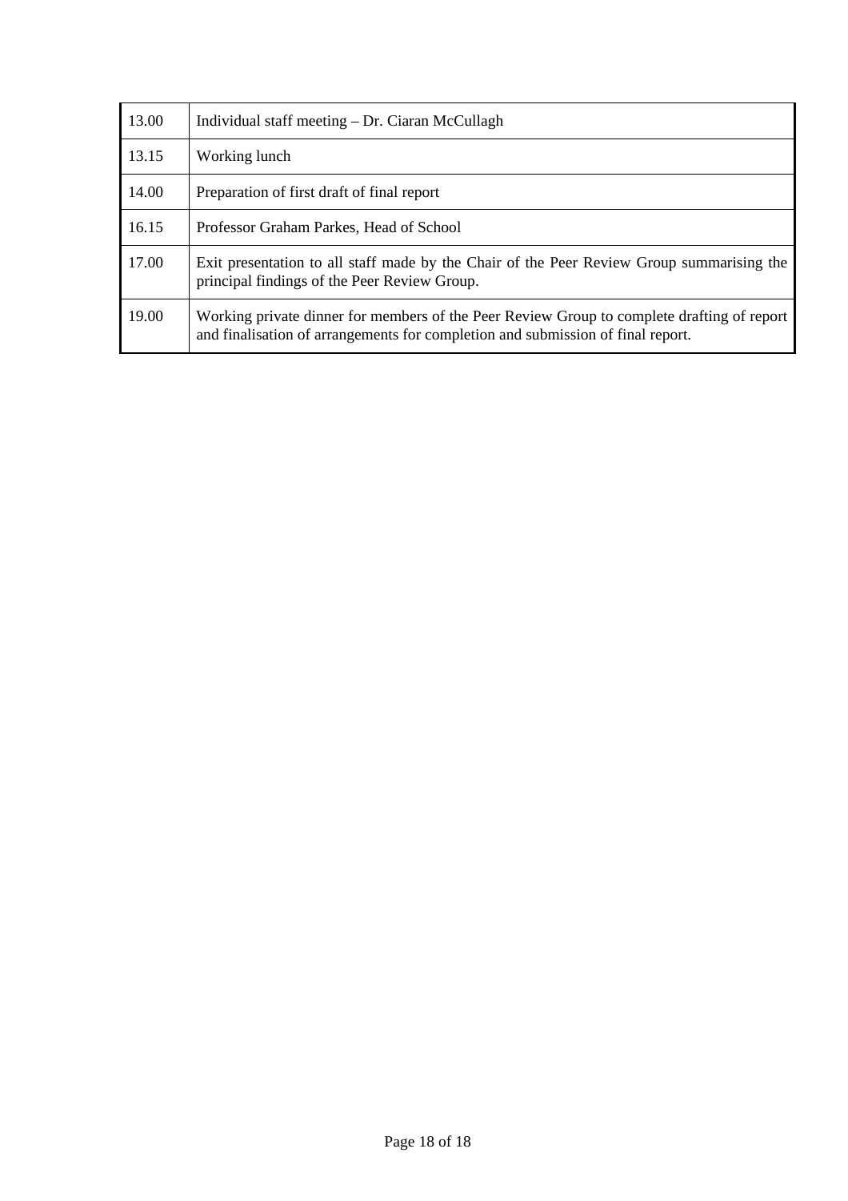| | |
|---|---|
| 13.00 | Individual staff meeting – Dr. Ciaran McCullagh |
| 13.15 | Working lunch |
| 14.00 | Preparation of first draft of final report |
| 16.15 | Professor Graham Parkes, Head of School |
| 17.00 | Exit presentation to all staff made by the Chair of the Peer Review Group summarising the principal findings of the Peer Review Group. |
| 19.00 | Working private dinner for members of the Peer Review Group to complete drafting of report and finalisation of arrangements for completion and submission of final report. |